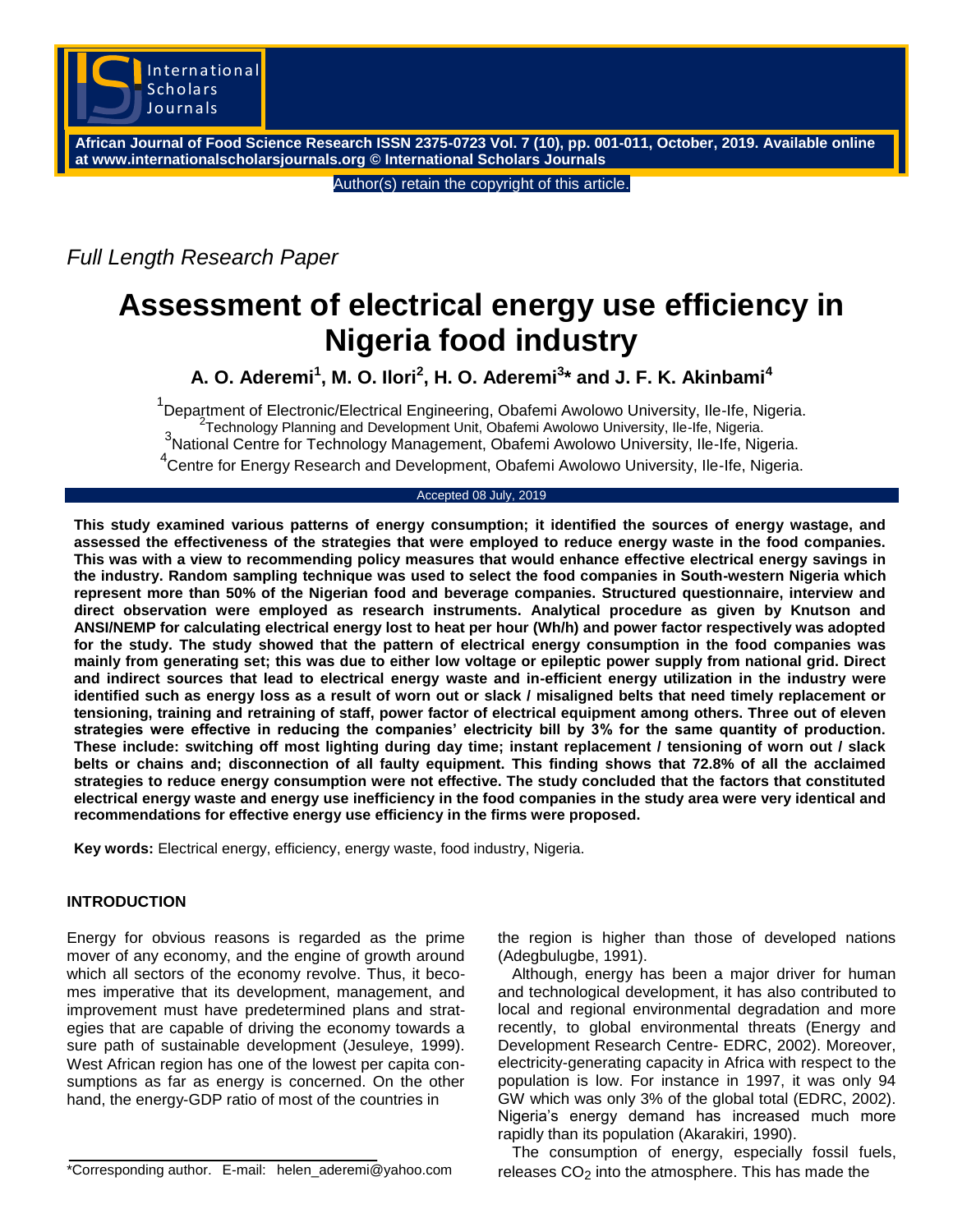*Full Length Research Paper*

# Assessment of electrical energy use efficiency in Nigeria food industry

**A. O. Aderemi[1], M. O. Ilori[2], H. O. Aderemi[3]* and J. F. K. Akinbami[4]**

[1]Department of Electronic/Electrical Engineering, Obafemi Awolowo University, Ile-Ife, Nigeria.
[2]Technology Planning and Development Unit, Obafemi Awolowo University, Ile-Ife, Nigeria.
[3]National Centre for Technology Management, Obafemi Awolowo University, Ile-Ife, Nigeria.
[4]Centre for Energy Research and Development, Obafemi Awolowo University, Ile-Ife, Nigeria.

Accepted 08 July, 2019

**This study examined various patterns of energy consumption; it identified the sources of energy wastage, and assessed the effectiveness of the strategies that were employed to reduce energy waste in the food companies. This was with a view to recommending policy measures that would enhance effective electrical energy savings in the industry. Random sampling technique was used to select the food companies in South-western Nigeria which represent more than 50% of the Nigerian food and beverage companies. Structured questionnaire, interview and direct observation were employed as research instruments. Analytical procedure as given by Knutson and ANSI/NEMP for calculating electrical energy lost to heat per hour (Wh/h) and power factor respectively was adopted for the study. The study showed that the pattern of electrical energy consumption in the food companies was mainly from generating set; this was due to either low voltage or epileptic power supply from national grid. Direct and indirect sources that lead to electrical energy waste and in-efficient energy utilization in the industry were identified such as energy loss as a result of worn out or slack / misaligned belts that need timely replacement or tensioning, training and retraining of staff, power factor of electrical equipment among others. Three out of eleven strategies were effective in reducing the companies' electricity bill by 3% for the same quantity of production. These include: switching off most lighting during day time; instant replacement / tensioning of worn out / slack belts or chains and; disconnection of all faulty equipment. This finding shows that 72.8% of all the acclaimed strategies to reduce energy consumption were not effective. The study concluded that the factors that constituted electrical energy waste and energy use inefficiency in the food companies in the study area were very identical and recommendations for effective energy use efficiency in the firms were proposed.**

**Key words:** Electrical energy, efficiency, energy waste, food industry, Nigeria.

## INTRODUCTION

Energy for obvious reasons is regarded as the prime mover of any economy, and the engine of growth around which all sectors of the economy revolve. Thus, it becomes imperative that its development, management, and improvement must have predetermined plans and strategies that are capable of driving the economy towards a sure path of sustainable development (Jesuleye, 1999). West African region has one of the lowest per capita consumptions as far as energy is concerned. On the other hand, the energy-GDP ratio of most of the countries in the region is higher than those of developed nations (Adegbulugbe, 1991).

Although, energy has been a major driver for human and technological development, it has also contributed to local and regional environmental degradation and more recently, to global environmental threats (Energy and Development Research Centre- EDRC, 2002). Moreover, electricity-generating capacity in Africa with respect to the population is low. For instance in 1997, it was only 94 GW which was only 3% of the global total (EDRC, 2002). Nigeria's energy demand has increased much more rapidly than its population (Akarakiri, 1990).

The consumption of energy, especially fossil fuels, releases $CO_2$ into the atmosphere. This has made the

*Corresponding author. E-mail: helen_aderemi@yahoo.com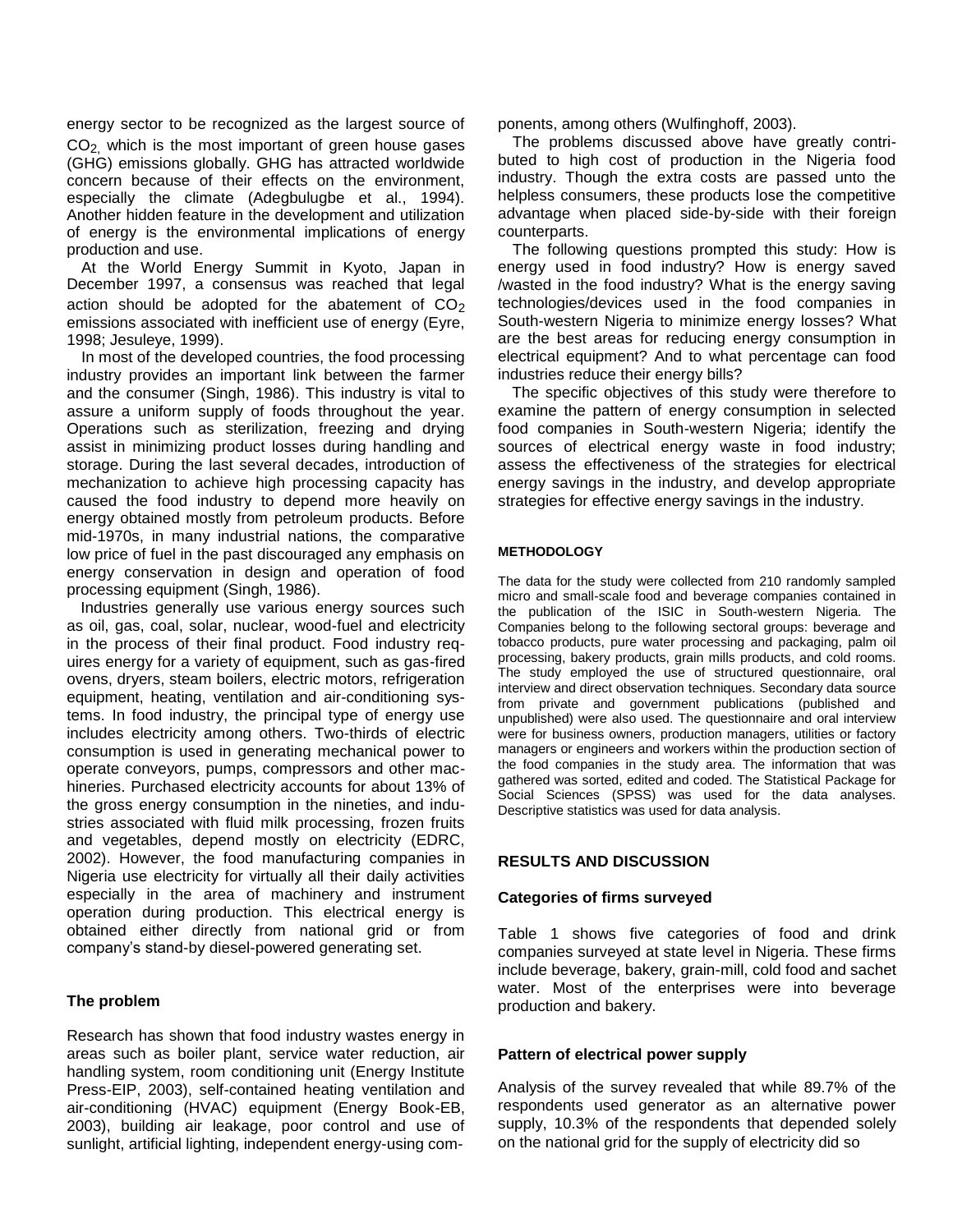energy sector to be recognized as the largest source of $CO_2$, which is the most important of green house gases (GHG) emissions globally. GHG has attracted worldwide concern because of their effects on the environment, especially the climate (Adegbulugbe et al., 1994). Another hidden feature in the development and utilization of energy is the environmental implications of energy production and use.

At the World Energy Summit in Kyoto, Japan in December 1997, a consensus was reached that legal action should be adopted for the abatement of $CO_2$ emissions associated with inefficient use of energy (Eyre, 1998; Jesuleye, 1999).

In most of the developed countries, the food processing industry provides an important link between the farmer and the consumer (Singh, 1986). This industry is vital to assure a uniform supply of foods throughout the year. Operations such as sterilization, freezing and drying assist in minimizing product losses during handling and storage. During the last several decades, introduction of mechanization to achieve high processing capacity has caused the food industry to depend more heavily on energy obtained mostly from petroleum products. Before mid-1970s, in many industrial nations, the comparative low price of fuel in the past discouraged any emphasis on energy conservation in design and operation of food processing equipment (Singh, 1986).

Industries generally use various energy sources such as oil, gas, coal, solar, nuclear, wood-fuel and electricity in the process of their final product. Food industry requires energy for a variety of equipment, such as gas-fired ovens, dryers, steam boilers, electric motors, refrigeration equipment, heating, ventilation and air-conditioning systems. In food industry, the principal type of energy use includes electricity among others. Two-thirds of electric consumption is used in generating mechanical power to operate conveyors, pumps, compressors and other machineries. Purchased electricity accounts for about 13% of the gross energy consumption in the nineties, and industries associated with fluid milk processing, frozen fruits and vegetables, depend mostly on electricity (EDRC, 2002). However, the food manufacturing companies in Nigeria use electricity for virtually all their daily activities especially in the area of machinery and instrument operation during production. This electrical energy is obtained either directly from national grid or from company's stand-by diesel-powered generating set.

### The problem

Research has shown that food industry wastes energy in areas such as boiler plant, service water reduction, air handling system, room conditioning unit (Energy Institute Press-EIP, 2003), self-contained heating ventilation and air-conditioning (HVAC) equipment (Energy Book-EB, 2003), building air leakage, poor control and use of sunlight, artificial lighting, independent energy-using components, among others (Wulfinghoff, 2003).

The problems discussed above have greatly contributed to high cost of production in the Nigeria food industry. Though the extra costs are passed unto the helpless consumers, these products lose the competitive advantage when placed side-by-side with their foreign counterparts.

The following questions prompted this study: How is energy used in food industry? How is energy saved /wasted in the food industry? What is the energy saving technologies/devices used in the food companies in South-western Nigeria to minimize energy losses? What are the best areas for reducing energy consumption in electrical equipment? And to what percentage can food industries reduce their energy bills?

The specific objectives of this study were therefore to examine the pattern of energy consumption in selected food companies in South-western Nigeria; identify the sources of electrical energy waste in food industry; assess the effectiveness of the strategies for electrical energy savings in the industry, and develop appropriate strategies for effective energy savings in the industry.

## METHODOLOGY

The data for the study were collected from 210 randomly sampled micro and small-scale food and beverage companies contained in the publication of the ISIC in South-western Nigeria. The Companies belong to the following sectoral groups: beverage and tobacco products, pure water processing and packaging, palm oil processing, bakery products, grain mills products, and cold rooms. The study employed the use of structured questionnaire, oral interview and direct observation techniques. Secondary data source from private and government publications (published and unpublished) were also used. The questionnaire and oral interview were for business owners, production managers, utilities or factory managers or engineers and workers within the production section of the food companies in the study area. The information that was gathered was sorted, edited and coded. The Statistical Package for Social Sciences (SPSS) was used for the data analyses. Descriptive statistics was used for data analysis.

## RESULTS AND DISCUSSION

### Categories of firms surveyed

Table 1 shows five categories of food and drink companies surveyed at state level in Nigeria. These firms include beverage, bakery, grain-mill, cold food and sachet water. Most of the enterprises were into beverage production and bakery.

### Pattern of electrical power supply

Analysis of the survey revealed that while 89.7% of the respondents used generator as an alternative power supply, 10.3% of the respondents that depended solely on the national grid for the supply of electricity did so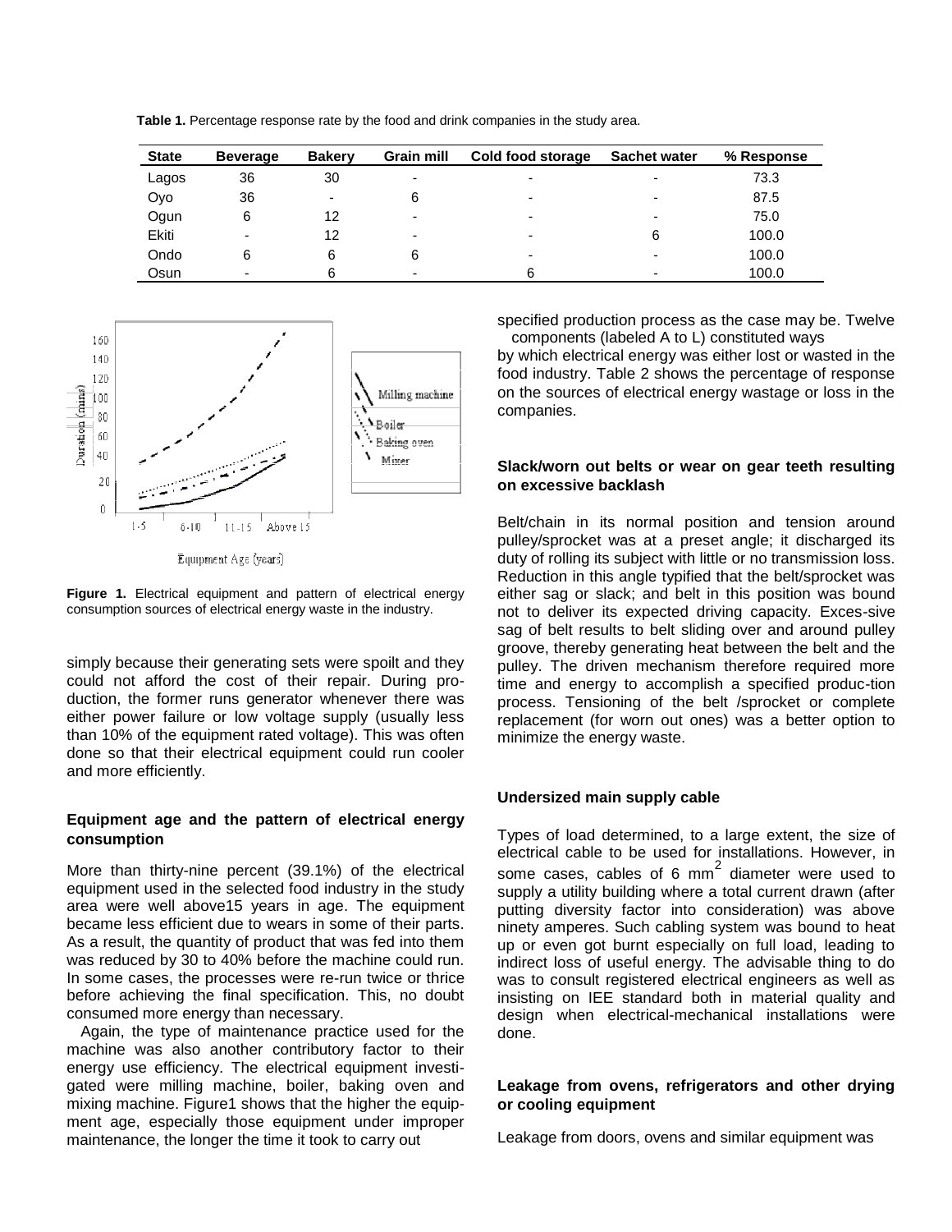**Table 1.** Percentage response rate by the food and drink companies in the study area.

| State | Beverage | Bakery | Grain mill | Cold food storage | Sachet water | % Response |
|---|---|---|---|---|---|---|
| Lagos | 36 | 30 | - | - | - | 73.3 |
| Oyo | 36 | - | 6 | - | - | 87.5 |
| Ogun | 6 | 12 | - | - | - | 75.0 |
| Ekiti | - | 12 | - | - | 6 | 100.0 |
| Ondo | 6 | 6 | 6 | - | - | 100.0 |
| Osun | - | 6 | - | 6 | - | 100.0 |

**Figure 1.** Electrical equipment and pattern of electrical energy consumption sources of electrical energy waste in the industry.

simply because their generating sets were spoilt and they could not afford the cost of their repair. During production, the former runs generator whenever there was either power failure or low voltage supply (usually less than 10% of the equipment rated voltage). This was often done so that their electrical equipment could run cooler and more efficiently.

### Equipment age and the pattern of electrical energy consumption

More than thirty-nine percent (39.1%) of the electrical equipment used in the selected food industry in the study area were well above15 years in age. The equipment became less efficient due to wears in some of their parts. As a result, the quantity of product that was fed into them was reduced by 30 to 40% before the machine could run. In some cases, the processes were re-run twice or thrice before achieving the final specification. This, no doubt consumed more energy than necessary.

Again, the type of maintenance practice used for the machine was also another contributory factor to their energy use efficiency. The electrical equipment investigated were milling machine, boiler, baking oven and mixing machine. Figure1 shows that the higher the equipment age, especially those equipment under improper maintenance, the longer the time it took to carry out specified production process as the case may be. Twelve components (labeled A to L) constituted ways by which electrical energy was either lost or wasted in the food industry. Table 2 shows the percentage of response on the sources of electrical energy wastage or loss in the companies.

### Slack/worn out belts or wear on gear teeth resulting on excessive backlash

Belt/chain in its normal position and tension around pulley/sprocket was at a preset angle; it discharged its duty of rolling its subject with little or no transmission loss. Reduction in this angle typified that the belt/sprocket was either sag or slack; and belt in this position was bound not to deliver its expected driving capacity. Exces-sive sag of belt results to belt sliding over and around pulley groove, thereby generating heat between the belt and the pulley. The driven mechanism therefore required more time and energy to accomplish a specified produc-tion process. Tensioning of the belt /sprocket or complete replacement (for worn out ones) was a better option to minimize the energy waste.

### Undersized main supply cable

Types of load determined, to a large extent, the size of electrical cable to be used for installations. However, in some cases, cables of 6 $mm^2$ diameter were used to supply a utility building where a total current drawn (after putting diversity factor into consideration) was above ninety amperes. Such cabling system was bound to heat up or even got burnt especially on full load, leading to indirect loss of useful energy. The advisable thing to do was to consult registered electrical engineers as well as insisting on IEE standard both in material quality and design when electrical-mechanical installations were done.

### Leakage from ovens, refrigerators and other drying or cooling equipment

Leakage from doors, ovens and similar equipment was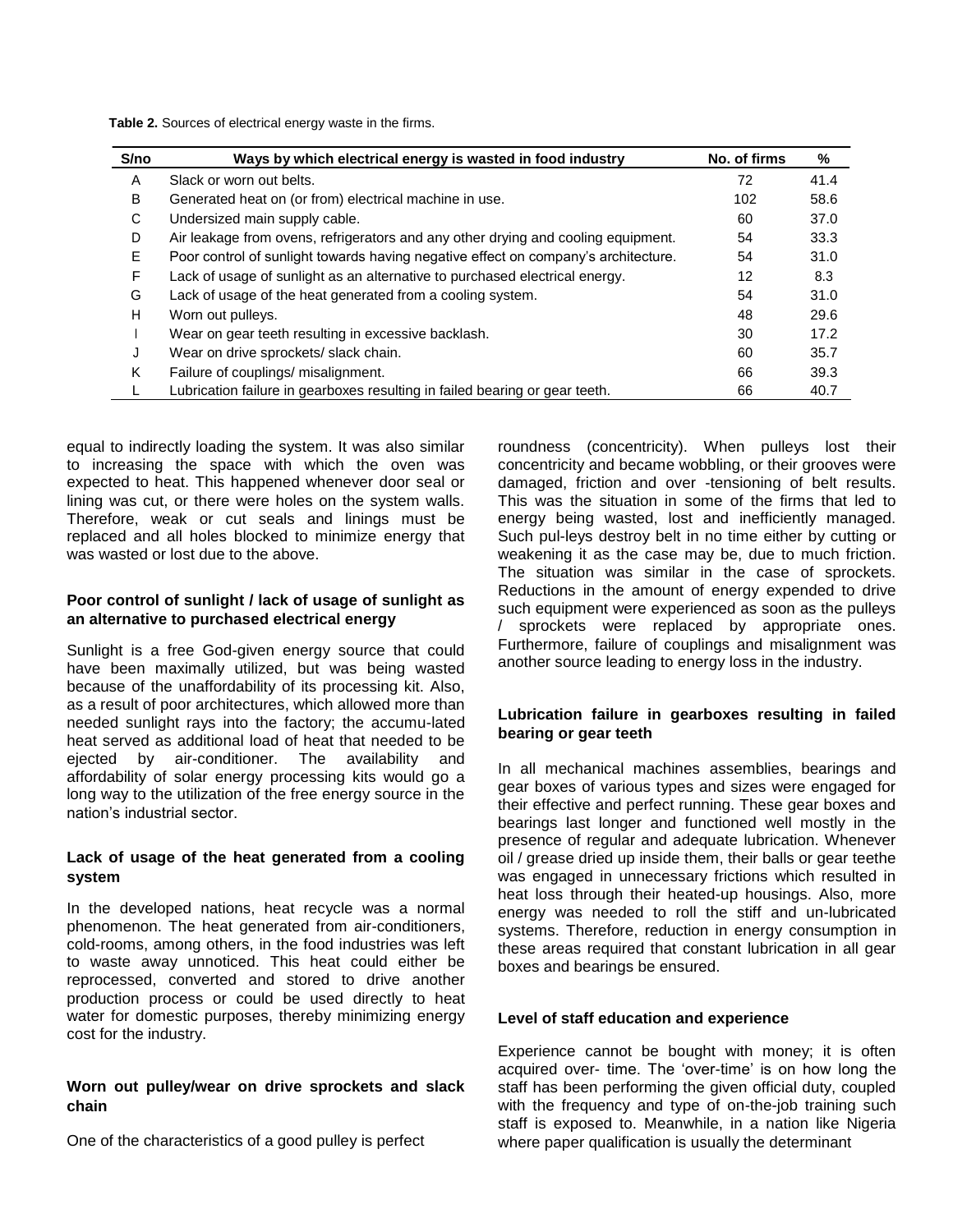**Table 2.** Sources of electrical energy waste in the firms.

| S/no | Ways by which electrical energy is wasted in food industry | No. of firms | % |
|---|---|---|---|
| A | Slack or worn out belts. | 72 | 41.4 |
| B | Generated heat on (or from) electrical machine in use. | 102 | 58.6 |
| C | Undersized main supply cable. | 60 | 37.0 |
| D | Air leakage from ovens, refrigerators and any other drying and cooling equipment. | 54 | 33.3 |
| E | Poor control of sunlight towards having negative effect on company's architecture. | 54 | 31.0 |
| F | Lack of usage of sunlight as an alternative to purchased electrical energy. | 12 | 8.3 |
| G | Lack of usage of the heat generated from a cooling system. | 54 | 31.0 |
| H | Worn out pulleys. | 48 | 29.6 |
| I | Wear on gear teeth resulting in excessive backlash. | 30 | 17.2 |
| J | Wear on drive sprockets/ slack chain. | 60 | 35.7 |
| K | Failure of couplings/ misalignment. | 66 | 39.3 |
| L | Lubrication failure in gearboxes resulting in failed bearing or gear teeth. | 66 | 40.7 |

equal to indirectly loading the system. It was also similar to increasing the space with which the oven was expected to heat. This happened whenever door seal or lining was cut, or there were holes on the system walls. Therefore, weak or cut seals and linings must be replaced and all holes blocked to minimize energy that was wasted or lost due to the above.

#### Poor control of sunlight / lack of usage of sunlight as an alternative to purchased electrical energy

Sunlight is a free God-given energy source that could have been maximally utilized, but was being wasted because of the unaffordability of its processing kit. Also, as a result of poor architectures, which allowed more than needed sunlight rays into the factory; the accumu-lated heat served as additional load of heat that needed to be ejected by air-conditioner. The availability and affordability of solar energy processing kits would go a long way to the utilization of the free energy source in the nation's industrial sector.

#### Lack of usage of the heat generated from a cooling system

In the developed nations, heat recycle was a normal phenomenon. The heat generated from air-conditioners, cold-rooms, among others, in the food industries was left to waste away unnoticed. This heat could either be reprocessed, converted and stored to drive another production process or could be used directly to heat water for domestic purposes, thereby minimizing energy cost for the industry.

#### Worn out pulley/wear on drive sprockets and slack chain

One of the characteristics of a good pulley is perfect roundness (concentricity). When pulleys lost their concentricity and became wobbling, or their grooves were damaged, friction and over -tensioning of belt results. This was the situation in some of the firms that led to energy being wasted, lost and inefficiently managed. Such pul-leys destroy belt in no time either by cutting or weakening it as the case may be, due to much friction. The situation was similar in the case of sprockets. Reductions in the amount of energy expended to drive such equipment were experienced as soon as the pulleys / sprockets were replaced by appropriate ones. Furthermore, failure of couplings and misalignment was another source leading to energy loss in the industry.

#### Lubrication failure in gearboxes resulting in failed bearing or gear teeth

In all mechanical machines assemblies, bearings and gear boxes of various types and sizes were engaged for their effective and perfect running. These gear boxes and bearings last longer and functioned well mostly in the presence of regular and adequate lubrication. Whenever oil / grease dried up inside them, their balls or gear teethe was engaged in unnecessary frictions which resulted in heat loss through their heated-up housings. Also, more energy was needed to roll the stiff and un-lubricated systems. Therefore, reduction in energy consumption in these areas required that constant lubrication in all gear boxes and bearings be ensured.

#### Level of staff education and experience

Experience cannot be bought with money; it is often acquired over- time. The 'over-time' is on how long the staff has been performing the given official duty, coupled with the frequency and type of on-the-job training such staff is exposed to. Meanwhile, in a nation like Nigeria where paper qualification is usually the determinant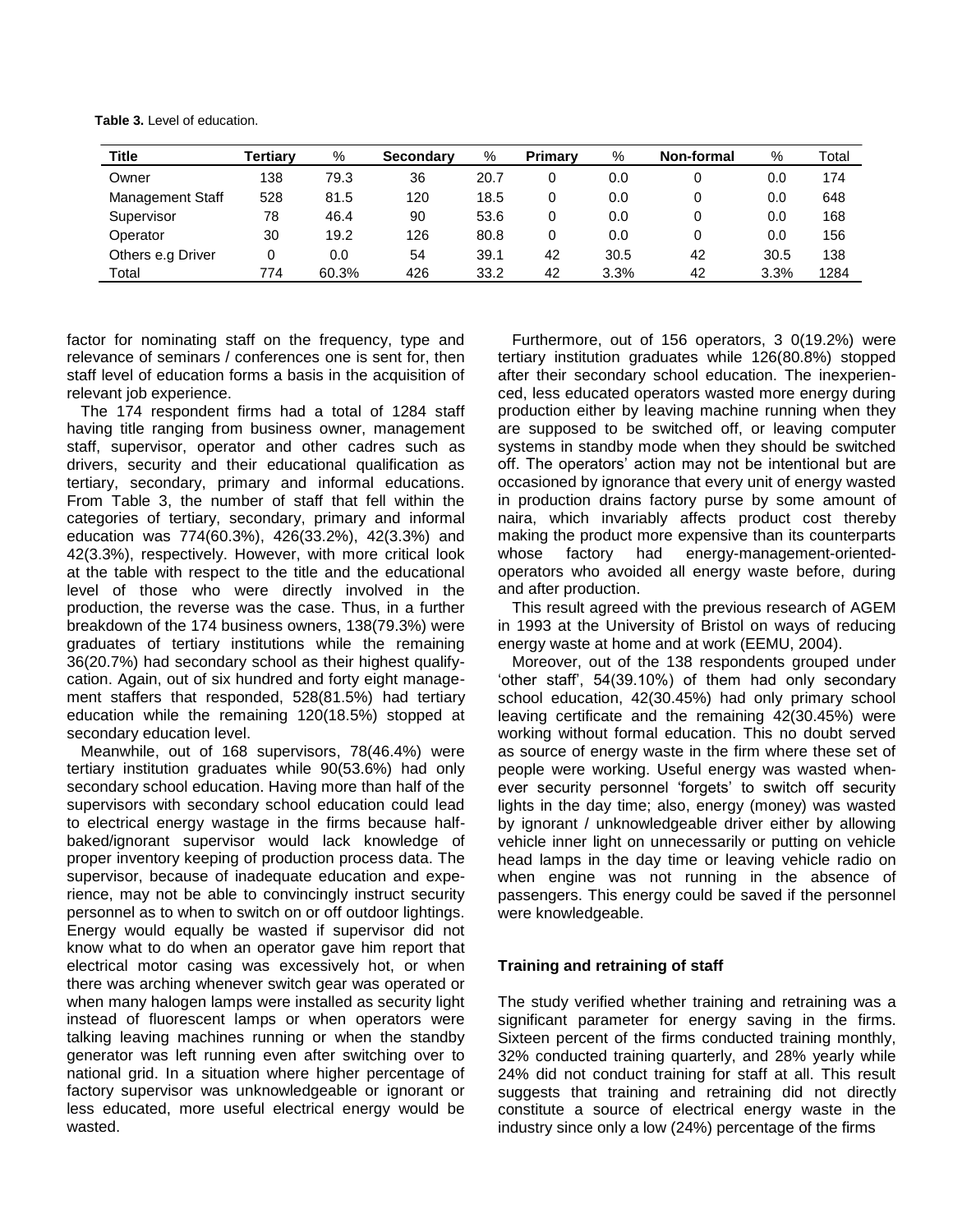**Table 3.** Level of education.

| Title | Tertiary | % | Secondary | % | Primary | % | Non-formal | % | Total |
|---|---|---|---|---|---|---|---|---|---|
| Owner | 138 | 79.3 | 36 | 20.7 | 0 | 0.0 | 0 | 0.0 | 174 |
| Management Staff | 528 | 81.5 | 120 | 18.5 | 0 | 0.0 | 0 | 0.0 | 648 |
| Supervisor | 78 | 46.4 | 90 | 53.6 | 0 | 0.0 | 0 | 0.0 | 168 |
| Operator | 30 | 19.2 | 126 | 80.8 | 0 | 0.0 | 0 | 0.0 | 156 |
| Others e.g Driver | 0 | 0.0 | 54 | 39.1 | 42 | 30.5 | 42 | 30.5 | 138 |
| Total | 774 | 60.3% | 426 | 33.2 | 42 | 3.3% | 42 | 3.3% | 1284 |

factor for nominating staff on the frequency, type and relevance of seminars / conferences one is sent for, then staff level of education forms a basis in the acquisition of relevant job experience.

The 174 respondent firms had a total of 1284 staff having title ranging from business owner, management staff, supervisor, operator and other cadres such as drivers, security and their educational qualification as tertiary, secondary, primary and informal educations. From Table 3, the number of staff that fell within the categories of tertiary, secondary, primary and informal education was 774(60.3%), 426(33.2%), 42(3.3%) and 42(3.3%), respectively. However, with more critical look at the table with respect to the title and the educational level of those who were directly involved in the production, the reverse was the case. Thus, in a further breakdown of the 174 business owners, 138(79.3%) were graduates of tertiary institutions while the remaining 36(20.7%) had secondary school as their highest qualifycation. Again, out of six hundred and forty eight management staffers that responded, 528(81.5%) had tertiary education while the remaining 120(18.5%) stopped at secondary education level.

Meanwhile, out of 168 supervisors, 78(46.4%) were tertiary institution graduates while 90(53.6%) had only secondary school education. Having more than half of the supervisors with secondary school education could lead to electrical energy wastage in the firms because half-baked/ignorant supervisor would lack knowledge of proper inventory keeping of production process data. The supervisor, because of inadequate education and experience, may not be able to convincingly instruct security personnel as to when to switch on or off outdoor lightings. Energy would equally be wasted if supervisor did not know what to do when an operator gave him report that electrical motor casing was excessively hot, or when there was arching whenever switch gear was operated or when many halogen lamps were installed as security light instead of fluorescent lamps or when operators were talking leaving machines running or when the standby generator was left running even after switching over to national grid. In a situation where higher percentage of factory supervisor was unknowledgeable or ignorant or less educated, more useful electrical energy would be wasted.

Furthermore, out of 156 operators, 3 0(19.2%) were tertiary institution graduates while 126(80.8%) stopped after their secondary school education. The inexperienced, less educated operators wasted more energy during production either by leaving machine running when they are supposed to be switched off, or leaving computer systems in standby mode when they should be switched off. The operators' action may not be intentional but are occasioned by ignorance that every unit of energy wasted in production drains factory purse by some amount of naira, which invariably affects product cost thereby making the product more expensive than its counterparts whose factory had energy-management-oriented-operators who avoided all energy waste before, during and after production.

This result agreed with the previous research of AGEM in 1993 at the University of Bristol on ways of reducing energy waste at home and at work (EEMU, 2004).

Moreover, out of the 138 respondents grouped under 'other staff', 54(39.10%) of them had only secondary school education, 42(30.45%) had only primary school leaving certificate and the remaining 42(30.45%) were working without formal education. This no doubt served as source of energy waste in the firm where these set of people were working. Useful energy was wasted whenever security personnel 'forgets' to switch off security lights in the day time; also, energy (money) was wasted by ignorant / unknowledgeable driver either by allowing vehicle inner light on unnecessarily or putting on vehicle head lamps in the day time or leaving vehicle radio on when engine was not running in the absence of passengers. This energy could be saved if the personnel were knowledgeable.

## Training and retraining of staff

The study verified whether training and retraining was a significant parameter for energy saving in the firms. Sixteen percent of the firms conducted training monthly, 32% conducted training quarterly, and 28% yearly while 24% did not conduct training for staff at all. This result suggests that training and retraining did not directly constitute a source of electrical energy waste in the industry since only a low (24%) percentage of the firms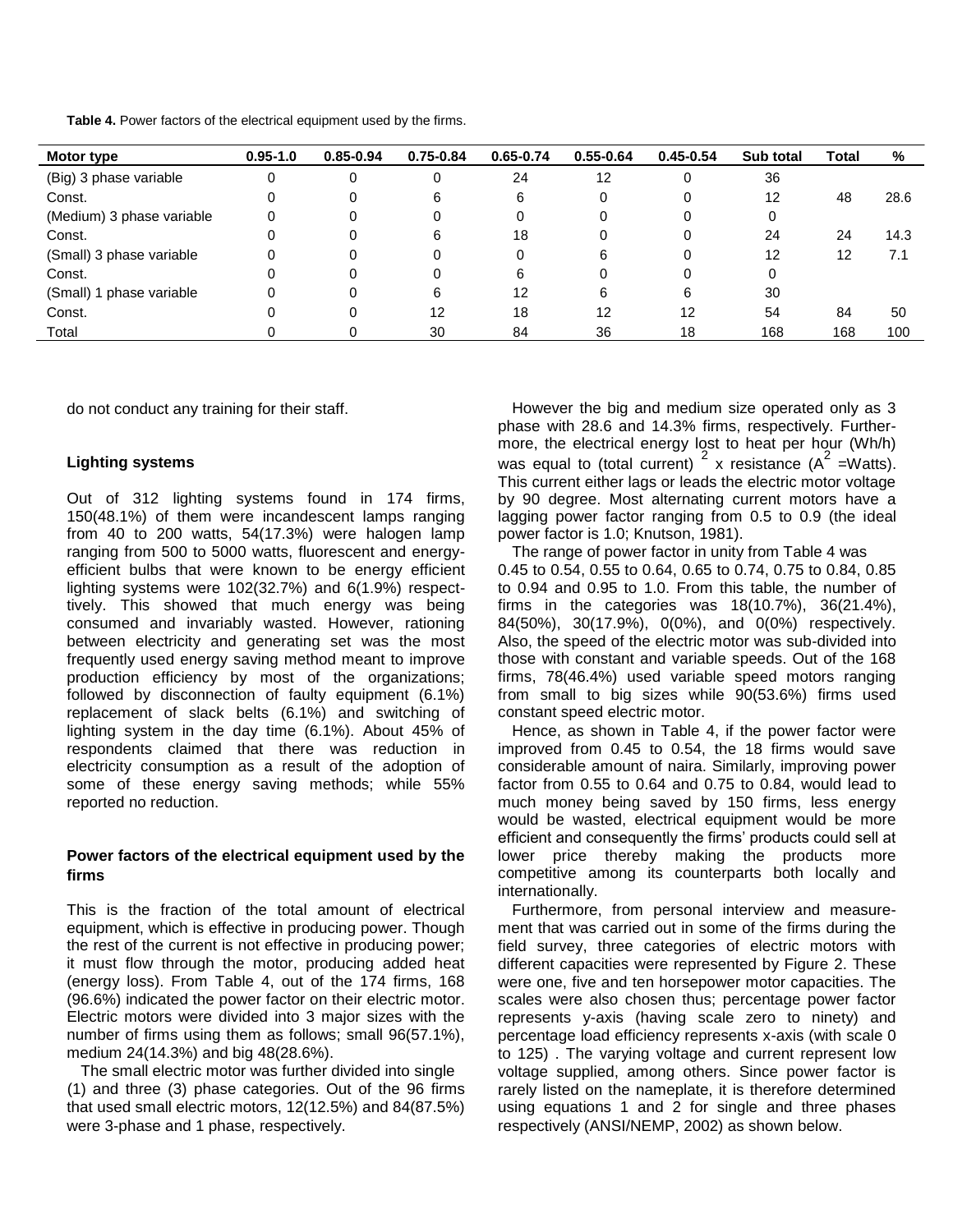**Table 4.** Power factors of the electrical equipment used by the firms.

| Motor type | 0.95-1.0 | 0.85-0.94 | 0.75-0.84 | 0.65-0.74 | 0.55-0.64 | 0.45-0.54 | Sub total | Total | % |
|---|---|---|---|---|---|---|---|---|---|
| (Big) 3 phase variable | 0 | 0 | 0 | 24 | 12 | 0 | 36 | | |
| Const. | 0 | 0 | 6 | 6 | 0 | 0 | 12 | 48 | 28.6 |
| (Medium) 3 phase variable | 0 | 0 | 0 | 0 | 0 | 0 | 0 | | |
| Const. | 0 | 0 | 6 | 18 | 0 | 0 | 24 | 24 | 14.3 |
| (Small) 3 phase variable | 0 | 0 | 0 | 0 | 6 | 0 | 12 | 12 | 7.1 |
| Const. | 0 | 0 | 0 | 6 | 0 | 0 | 0 | | |
| (Small) 1 phase variable | 0 | 0 | 6 | 12 | 6 | 6 | 30 | | |
| Const. | 0 | 0 | 12 | 18 | 12 | 12 | 54 | 84 | 50 |
| Total | 0 | 0 | 30 | 84 | 36 | 18 | 168 | 168 | 100 |

do not conduct any training for their staff.

### Lighting systems

Out of 312 lighting systems found in 174 firms, 150(48.1%) of them were incandescent lamps ranging from 40 to 200 watts, 54(17.3%) were halogen lamp ranging from 500 to 5000 watts, fluorescent and energy-efficient bulbs that were known to be energy efficient lighting systems were 102(32.7%) and 6(1.9%) respectively. This showed that much energy was being consumed and invariably wasted. However, rationing between electricity and generating set was the most frequently used energy saving method meant to improve production efficiency by most of the organizations; followed by disconnection of faulty equipment (6.1%) replacement of slack belts (6.1%) and switching of lighting system in the day time (6.1%). About 45% of respondents claimed that there was reduction in electricity consumption as a result of the adoption of some of these energy saving methods; while 55% reported no reduction.

### Power factors of the electrical equipment used by the firms

This is the fraction of the total amount of electrical equipment, which is effective in producing power. Though the rest of the current is not effective in producing power; it must flow through the motor, producing added heat (energy loss). From Table 4, out of the 174 firms, 168 (96.6%) indicated the power factor on their electric motor. Electric motors were divided into 3 major sizes with the number of firms using them as follows; small 96(57.1%), medium 24(14.3%) and big 48(28.6%).

The small electric motor was further divided into single (1) and three (3) phase categories. Out of the 96 firms that used small electric motors, 12(12.5%) and 84(87.5%) were 3-phase and 1 phase, respectively.

However the big and medium size operated only as 3 phase with 28.6 and 14.3% firms, respectively. Furthermore, the electrical energy lost to heat per hour (Wh/h) was equal to (total current) $^2$ x resistance ($A^2$ =Watts). This current either lags or leads the electric motor voltage by 90 degree. Most alternating current motors have a lagging power factor ranging from 0.5 to 0.9 (the ideal power factor is 1.0; Knutson, 1981).

The range of power factor in unity from Table 4 was 0.45 to 0.54, 0.55 to 0.64, 0.65 to 0.74, 0.75 to 0.84, 0.85 to 0.94 and 0.95 to 1.0. From this table, the number of firms in the categories was 18(10.7%), 36(21.4%), 84(50%), 30(17.9%), 0(0%), and 0(0%) respectively. Also, the speed of the electric motor was sub-divided into those with constant and variable speeds. Out of the 168 firms, 78(46.4%) used variable speed motors ranging from small to big sizes while 90(53.6%) firms used constant speed electric motor.

Hence, as shown in Table 4, if the power factor were improved from 0.45 to 0.54, the 18 firms would save considerable amount of naira. Similarly, improving power factor from 0.55 to 0.64 and 0.75 to 0.84, would lead to much money being saved by 150 firms, less energy would be wasted, electrical equipment would be more efficient and consequently the firms' products could sell at lower price thereby making the products more competitive among its counterparts both locally and internationally.

Furthermore, from personal interview and measurement that was carried out in some of the firms during the field survey, three categories of electric motors with different capacities were represented by Figure 2. These were one, five and ten horsepower motor capacities. The scales were also chosen thus; percentage power factor represents y-axis (having scale zero to ninety) and percentage load efficiency represents x-axis (with scale 0 to 125) . The varying voltage and current represent low voltage supplied, among others. Since power factor is rarely listed on the nameplate, it is therefore determined using equations 1 and 2 for single and three phases respectively (ANSI/NEMP, 2002) as shown below.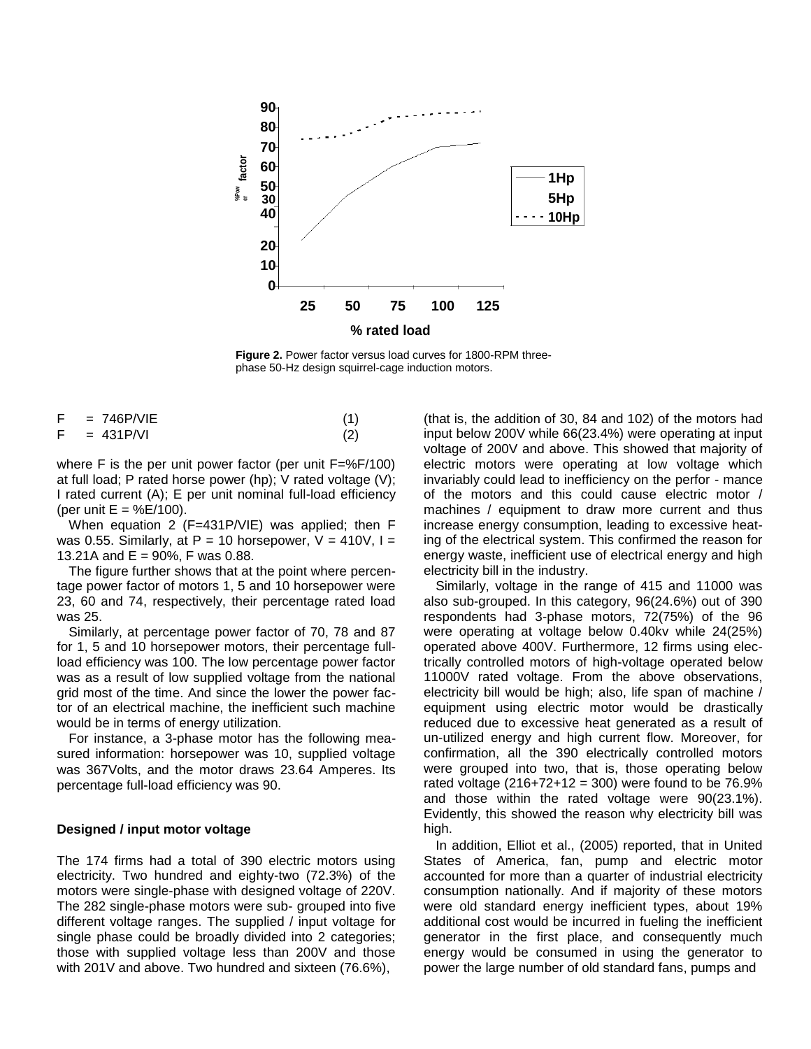Figure 2. Power factor versus load curves for 1800-RPM three-phase 50-Hz design squirrel-cage induction motors.

$$F = 746P/VIE \quad (1)$$

$$F = 431P/VI \quad (2)$$

where F is the per unit power factor (per unit F=%F/100) at full load; P rated horse power (hp); V rated voltage (V); I rated current (A); E per unit nominal full-load efficiency (per unit E = %E/100).

When equation 2 (F=431P/VIE) was applied; then F was 0.55. Similarly, at P = 10 horsepower, V = 410V, I = 13.21A and E = 90%, F was 0.88.

The figure further shows that at the point where percentage power factor of motors 1, 5 and 10 horsepower were 23, 60 and 74, respectively, their percentage rated load was 25.

Similarly, at percentage power factor of 70, 78 and 87 for 1, 5 and 10 horsepower motors, their percentage full-load efficiency was 100. The low percentage power factor was as a result of low supplied voltage from the national grid most of the time. And since the lower the power factor of an electrical machine, the inefficient such machine would be in terms of energy utilization.

For instance, a 3-phase motor has the following measured information: horsepower was 10, supplied voltage was 367Volts, and the motor draws 23.64 Amperes. Its percentage full-load efficiency was 90.

### Designed / input motor voltage

The 174 firms had a total of 390 electric motors using electricity. Two hundred and eighty-two (72.3%) of the motors were single-phase with designed voltage of 220V. The 282 single-phase motors were sub- grouped into five different voltage ranges. The supplied / input voltage for single phase could be broadly divided into 2 categories; those with supplied voltage less than 200V and those with 201V and above. Two hundred and sixteen (76.6%), (that is, the addition of 30, 84 and 102) of the motors had input below 200V while 66(23.4%) were operating at input voltage of 200V and above. This showed that majority of electric motors were operating at low voltage which invariably could lead to inefficiency on the perfor - mance of the motors and this could cause electric motor / machines / equipment to draw more current and thus increase energy consumption, leading to excessive heating of the electrical system. This confirmed the reason for energy waste, inefficient use of electrical energy and high electricity bill in the industry.

Similarly, voltage in the range of 415 and 11000 was also sub-grouped. In this category, 96(24.6%) out of 390 respondents had 3-phase motors, 72(75%) of the 96 were operating at voltage below 0.40kv while 24(25%) operated above 400V. Furthermore, 12 firms using electrically controlled motors of high-voltage operated below 11000V rated voltage. From the above observations, electricity bill would be high; also, life span of machine / equipment using electric motor would be drastically reduced due to excessive heat generated as a result of un-utilized energy and high current flow. Moreover, for confirmation, all the 390 electrically controlled motors were grouped into two, that is, those operating below rated voltage (216+72+12 = 300) were found to be 76.9% and those within the rated voltage were 90(23.1%). Evidently, this showed the reason why electricity bill was high.

In addition, Elliot et al., (2005) reported, that in United States of America, fan, pump and electric motor accounted for more than a quarter of industrial electricity consumption nationally. And if majority of these motors were old standard energy inefficient types, about 19% additional cost would be incurred in fueling the inefficient generator in the first place, and consequently much energy would be consumed in using the generator to power the large number of old standard fans, pumps and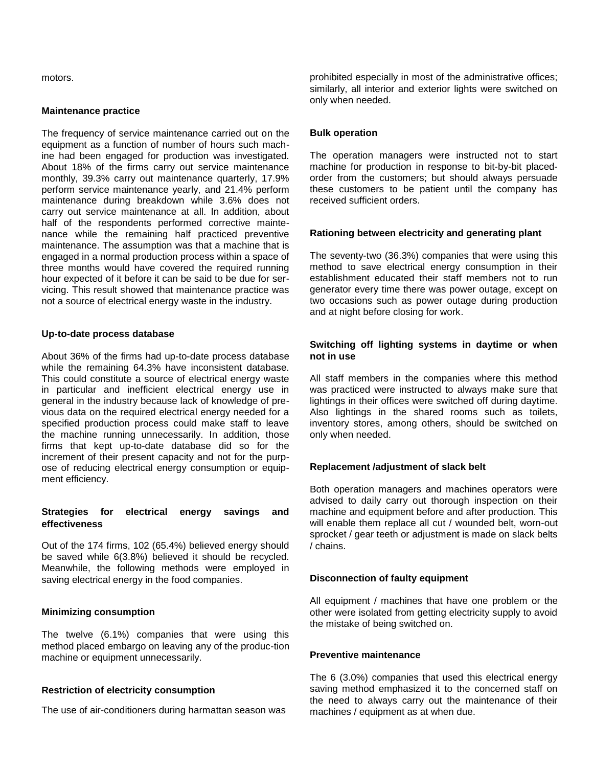motors.

### Maintenance practice

The frequency of service maintenance carried out on the equipment as a function of number of hours such machine had been engaged for production was investigated. About 18% of the firms carry out service maintenance monthly, 39.3% carry out maintenance quarterly, 17.9% perform service maintenance yearly, and 21.4% perform maintenance during breakdown while 3.6% does not carry out service maintenance at all. In addition, about half of the respondents performed corrective maintenance while the remaining half practiced preventive maintenance. The assumption was that a machine that is engaged in a normal production process within a space of three months would have covered the required running hour expected of it before it can be said to be due for servicing. This result showed that maintenance practice was not a source of electrical energy waste in the industry.

### Up-to-date process database

About 36% of the firms had up-to-date process database while the remaining 64.3% have inconsistent database. This could constitute a source of electrical energy waste in particular and inefficient electrical energy use in general in the industry because lack of knowledge of previous data on the required electrical energy needed for a specified production process could make staff to leave the machine running unnecessarily. In addition, those firms that kept up-to-date database did so for the increment of their present capacity and not for the purpose of reducing electrical energy consumption or equipment efficiency.

### Strategies for electrical energy savings and effectiveness

Out of the 174 firms, 102 (65.4%) believed energy should be saved while 6(3.8%) believed it should be recycled. Meanwhile, the following methods were employed in saving electrical energy in the food companies.

### Minimizing consumption

The twelve (6.1%) companies that were using this method placed embargo on leaving any of the produc-tion machine or equipment unnecessarily.

### Restriction of electricity consumption

The use of air-conditioners during harmattan season was prohibited especially in most of the administrative offices; similarly, all interior and exterior lights were switched on only when needed.

### Bulk operation

The operation managers were instructed not to start machine for production in response to bit-by-bit placed-order from the customers; but should always persuade these customers to be patient until the company has received sufficient orders.

### Rationing between electricity and generating plant

The seventy-two (36.3%) companies that were using this method to save electrical energy consumption in their establishment educated their staff members not to run generator every time there was power outage, except on two occasions such as power outage during production and at night before closing for work.

### Switching off lighting systems in daytime or when not in use

All staff members in the companies where this method was practiced were instructed to always make sure that lightings in their offices were switched off during daytime. Also lightings in the shared rooms such as toilets, inventory stores, among others, should be switched on only when needed.

### Replacement /adjustment of slack belt

Both operation managers and machines operators were advised to daily carry out thorough inspection on their machine and equipment before and after production. This will enable them replace all cut / wounded belt, worn-out sprocket / gear teeth or adjustment is made on slack belts / chains.

### Disconnection of faulty equipment

All equipment / machines that have one problem or the other were isolated from getting electricity supply to avoid the mistake of being switched on.

### Preventive maintenance

The 6 (3.0%) companies that used this electrical energy saving method emphasized it to the concerned staff on the need to always carry out the maintenance of their machines / equipment as at when due.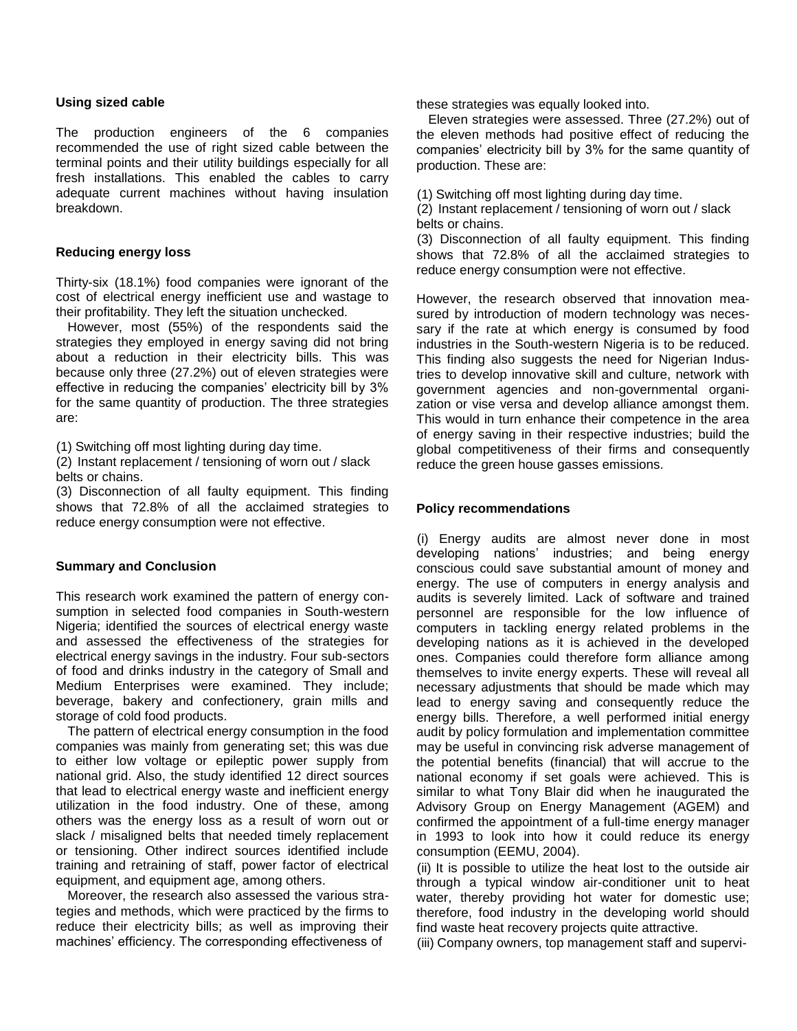**Using sized cable**

The production engineers of the 6 companies recommended the use of right sized cable between the terminal points and their utility buildings especially for all fresh installations. This enabled the cables to carry adequate current machines without having insulation breakdown.

**Reducing energy loss**

Thirty-six (18.1%) food companies were ignorant of the cost of electrical energy inefficient use and wastage to their profitability. They left the situation unchecked.

However, most (55%) of the respondents said the strategies they employed in energy saving did not bring about a reduction in their electricity bills. This was because only three (27.2%) out of eleven strategies were effective in reducing the companies' electricity bill by 3% for the same quantity of production. The three strategies are:

(1) Switching off most lighting during day time.
(2) Instant replacement / tensioning of worn out / slack belts or chains.
(3) Disconnection of all faulty equipment. This finding shows that 72.8% of all the acclaimed strategies to reduce energy consumption were not effective.

**Summary and Conclusion**

This research work examined the pattern of energy consumption in selected food companies in South-western Nigeria; identified the sources of electrical energy waste and assessed the effectiveness of the strategies for electrical energy savings in the industry. Four sub-sectors of food and drinks industry in the category of Small and Medium Enterprises were examined. They include; beverage, bakery and confectionery, grain mills and storage of cold food products.

The pattern of electrical energy consumption in the food companies was mainly from generating set; this was due to either low voltage or epileptic power supply from national grid. Also, the study identified 12 direct sources that lead to electrical energy waste and inefficient energy utilization in the food industry. One of these, among others was the energy loss as a result of worn out or slack / misaligned belts that needed timely replacement or tensioning. Other indirect sources identified include training and retraining of staff, power factor of electrical equipment, and equipment age, among others.

Moreover, the research also assessed the various strategies and methods, which were practiced by the firms to reduce their electricity bills; as well as improving their machines' efficiency. The corresponding effectiveness of these strategies was equally looked into.

Eleven strategies were assessed. Three (27.2%) out of the eleven methods had positive effect of reducing the companies' electricity bill by 3% for the same quantity of production. These are:

(1) Switching off most lighting during day time.
(2) Instant replacement / tensioning of worn out / slack belts or chains.
(3) Disconnection of all faulty equipment. This finding shows that 72.8% of all the acclaimed strategies to reduce energy consumption were not effective.

However, the research observed that innovation measured by introduction of modern technology was necessary if the rate at which energy is consumed by food industries in the South-western Nigeria is to be reduced. This finding also suggests the need for Nigerian Industries to develop innovative skill and culture, network with government agencies and non-governmental organization or vise versa and develop alliance amongst them. This would in turn enhance their competence in the area of energy saving in their respective industries; build the global competitiveness of their firms and consequently reduce the green house gasses emissions.

**Policy recommendations**

(i) Energy audits are almost never done in most developing nations' industries; and being energy conscious could save substantial amount of money and energy. The use of computers in energy analysis and audits is severely limited. Lack of software and trained personnel are responsible for the low influence of computers in tackling energy related problems in the developing nations as it is achieved in the developed ones. Companies could therefore form alliance among themselves to invite energy experts. These will reveal all necessary adjustments that should be made which may lead to energy saving and consequently reduce the energy bills. Therefore, a well performed initial energy audit by policy formulation and implementation committee may be useful in convincing risk adverse management of the potential benefits (financial) that will accrue to the national economy if set goals were achieved. This is similar to what Tony Blair did when he inaugurated the Advisory Group on Energy Management (AGEM) and confirmed the appointment of a full-time energy manager in 1993 to look into how it could reduce its energy consumption (EEMU, 2004).

(ii) It is possible to utilize the heat lost to the outside air through a typical window air-conditioner unit to heat water, thereby providing hot water for domestic use; therefore, food industry in the developing world should find waste heat recovery projects quite attractive.

(iii) Company owners, top management staff and supervi-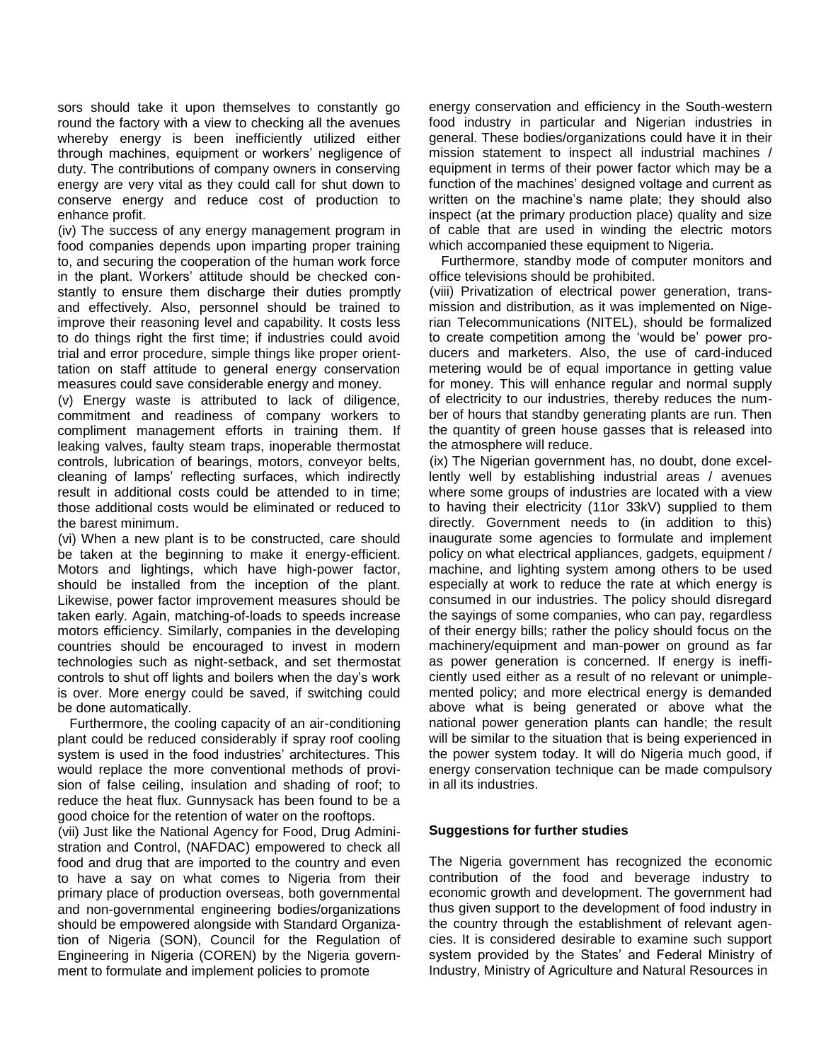sors should take it upon themselves to constantly go round the factory with a view to checking all the avenues whereby energy is been inefficiently utilized either through machines, equipment or workers' negligence of duty. The contributions of company owners in conserving energy are very vital as they could call for shut down to conserve energy and reduce cost of production to enhance profit.

(iv) The success of any energy management program in food companies depends upon imparting proper training to, and securing the cooperation of the human work force in the plant. Workers' attitude should be checked constantly to ensure them discharge their duties promptly and effectively. Also, personnel should be trained to improve their reasoning level and capability. It costs less to do things right the first time; if industries could avoid trial and error procedure, simple things like proper orienttation on staff attitude to general energy conservation measures could save considerable energy and money.

(v) Energy waste is attributed to lack of diligence, commitment and readiness of company workers to compliment management efforts in training them. If leaking valves, faulty steam traps, inoperable thermostat controls, lubrication of bearings, motors, conveyor belts, cleaning of lamps' reflecting surfaces, which indirectly result in additional costs could be attended to in time; those additional costs would be eliminated or reduced to the barest minimum.

(vi) When a new plant is to be constructed, care should be taken at the beginning to make it energy-efficient. Motors and lightings, which have high-power factor, should be installed from the inception of the plant. Likewise, power factor improvement measures should be taken early. Again, matching-of-loads to speeds increase motors efficiency. Similarly, companies in the developing countries should be encouraged to invest in modern technologies such as night-setback, and set thermostat controls to shut off lights and boilers when the day's work is over. More energy could be saved, if switching could be done automatically.

Furthermore, the cooling capacity of an air-conditioning plant could be reduced considerably if spray roof cooling system is used in the food industries' architectures. This would replace the more conventional methods of provision of false ceiling, insulation and shading of roof; to reduce the heat flux. Gunnysack has been found to be a good choice for the retention of water on the rooftops.

(vii) Just like the National Agency for Food, Drug Administration and Control, (NAFDAC) empowered to check all food and drug that are imported to the country and even to have a say on what comes to Nigeria from their primary place of production overseas, both governmental and non-governmental engineering bodies/organizations should be empowered alongside with Standard Organization of Nigeria (SON), Council for the Regulation of Engineering in Nigeria (COREN) by the Nigeria government to formulate and implement policies to promote energy conservation and efficiency in the South-western food industry in particular and Nigerian industries in general. These bodies/organizations could have it in their mission statement to inspect all industrial machines / equipment in terms of their power factor which may be a function of the machines' designed voltage and current as written on the machine's name plate; they should also inspect (at the primary production place) quality and size of cable that are used in winding the electric motors which accompanied these equipment to Nigeria.

Furthermore, standby mode of computer monitors and office televisions should be prohibited.

(viii) Privatization of electrical power generation, transmission and distribution, as it was implemented on Nigerian Telecommunications (NITEL), should be formalized to create competition among the 'would be' power producers and marketers. Also, the use of card-induced metering would be of equal importance in getting value for money. This will enhance regular and normal supply of electricity to our industries, thereby reduces the number of hours that standby generating plants are run. Then the quantity of green house gasses that is released into the atmosphere will reduce.

(ix) The Nigerian government has, no doubt, done excellently well by establishing industrial areas / avenues where some groups of industries are located with a view to having their electricity (11or 33kV) supplied to them directly. Government needs to (in addition to this) inaugurate some agencies to formulate and implement policy on what electrical appliances, gadgets, equipment / machine, and lighting system among others to be used especially at work to reduce the rate at which energy is consumed in our industries. The policy should disregard the sayings of some companies, who can pay, regardless of their energy bills; rather the policy should focus on the machinery/equipment and man-power on ground as far as power generation is concerned. If energy is inefficiently used either as a result of no relevant or unimplemented policy; and more electrical energy is demanded above what is being generated or above what the national power generation plants can handle; the result will be similar to the situation that is being experienced in the power system today. It will do Nigeria much good, if energy conservation technique can be made compulsory in all its industries.

## Suggestions for further studies

The Nigeria government has recognized the economic contribution of the food and beverage industry to economic growth and development. The government had thus given support to the development of food industry in the country through the establishment of relevant agencies. It is considered desirable to examine such support system provided by the States' and Federal Ministry of Industry, Ministry of Agriculture and Natural Resources in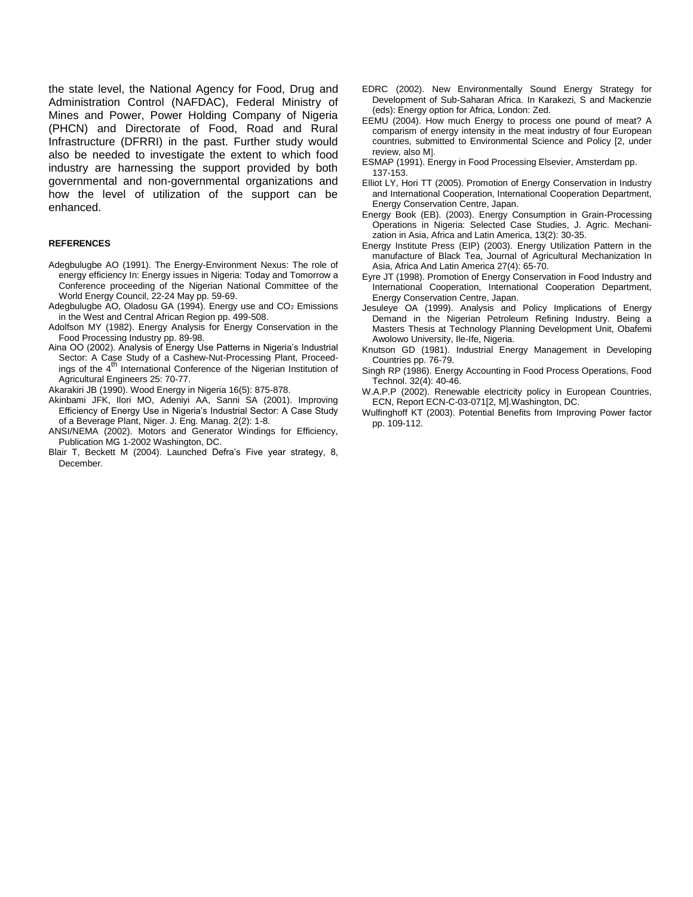the state level, the National Agency for Food, Drug and Administration Control (NAFDAC), Federal Ministry of Mines and Power, Power Holding Company of Nigeria (PHCN) and Directorate of Food, Road and Rural Infrastructure (DFRRI) in the past. Further study would also be needed to investigate the extent to which food industry are harnessing the support provided by both governmental and non-governmental organizations and how the level of utilization of the support can be enhanced.

**REFERENCES**

Adegbulugbe AO (1991). The Energy-Environment Nexus: The role of energy efficiency In: Energy issues in Nigeria: Today and Tomorrow a Conference proceeding of the Nigerian National Committee of the World Energy Council, 22-24 May pp. 59-69.

Adegbulugbe AO, Oladosu GA (1994). Energy use and $CO_2$ Emissions in the West and Central African Region pp. 499-508.

Adolfson MY (1982). Energy Analysis for Energy Conservation in the Food Processing Industry pp. 89-98.

Aina OO (2002). Analysis of Energy Use Patterns in Nigeria's Industrial Sector: A Case Study of a Cashew-Nut-Processing Plant, Proceedings of the 4th International Conference of the Nigerian Institution of Agricultural Engineers 25: 70-77.

Akarakiri JB (1990). Wood Energy in Nigeria 16(5): 875-878.

Akinbami JFK, Ilori MO, Adeniyi AA, Sanni SA (2001). Improving Efficiency of Energy Use in Nigeria's Industrial Sector: A Case Study of a Beverage Plant, Niger. J. Eng. Manag. 2(2): 1-8.

ANSI/NEMA (2002). Motors and Generator Windings for Efficiency, Publication MG 1-2002 Washington, DC.

Blair T, Beckett M (2004). Launched Defra's Five year strategy, 8, December.

EDRC (2002). New Environmentally Sound Energy Strategy for Development of Sub-Saharan Africa. In Karakezi, S and Mackenzie (eds): Energy option for Africa, London: Zed.

EEMU (2004). How much Energy to process one pound of meat? A comparism of energy intensity in the meat industry of four European countries, submitted to Environmental Science and Policy [2, under review, also M].

ESMAP (1991). Energy in Food Processing Elsevier, Amsterdam pp. 137-153.

Elliot LY, Hori TT (2005). Promotion of Energy Conservation in Industry and International Cooperation, International Cooperation Department, Energy Conservation Centre, Japan.

Energy Book (EB). (2003). Energy Consumption in Grain-Processing Operations in Nigeria: Selected Case Studies, J. Agric. Mechanization in Asia, Africa and Latin America, 13(2): 30-35.

Energy Institute Press (EIP) (2003). Energy Utilization Pattern in the manufacture of Black Tea, Journal of Agricultural Mechanization In Asia, Africa And Latin America 27(4): 65-70.

Eyre JT (1998). Promotion of Energy Conservation in Food Industry and International Cooperation, International Cooperation Department, Energy Conservation Centre, Japan.

Jesuleye OA (1999). Analysis and Policy Implications of Energy Demand in the Nigerian Petroleum Refining Industry. Being a Masters Thesis at Technology Planning Development Unit, Obafemi Awolowo University, Ile-Ife, Nigeria.

Knutson GD (1981). Industrial Energy Management in Developing Countries pp. 76-79.

Singh RP (1986). Energy Accounting in Food Process Operations, Food Technol. 32(4): 40-46.

W.A.P.P (2002). Renewable electricity policy in European Countries, ECN, Report ECN-C-03-071[2, M].Washington, DC.

Wulfinghoff KT (2003). Potential Benefits from Improving Power factor pp. 109-112.